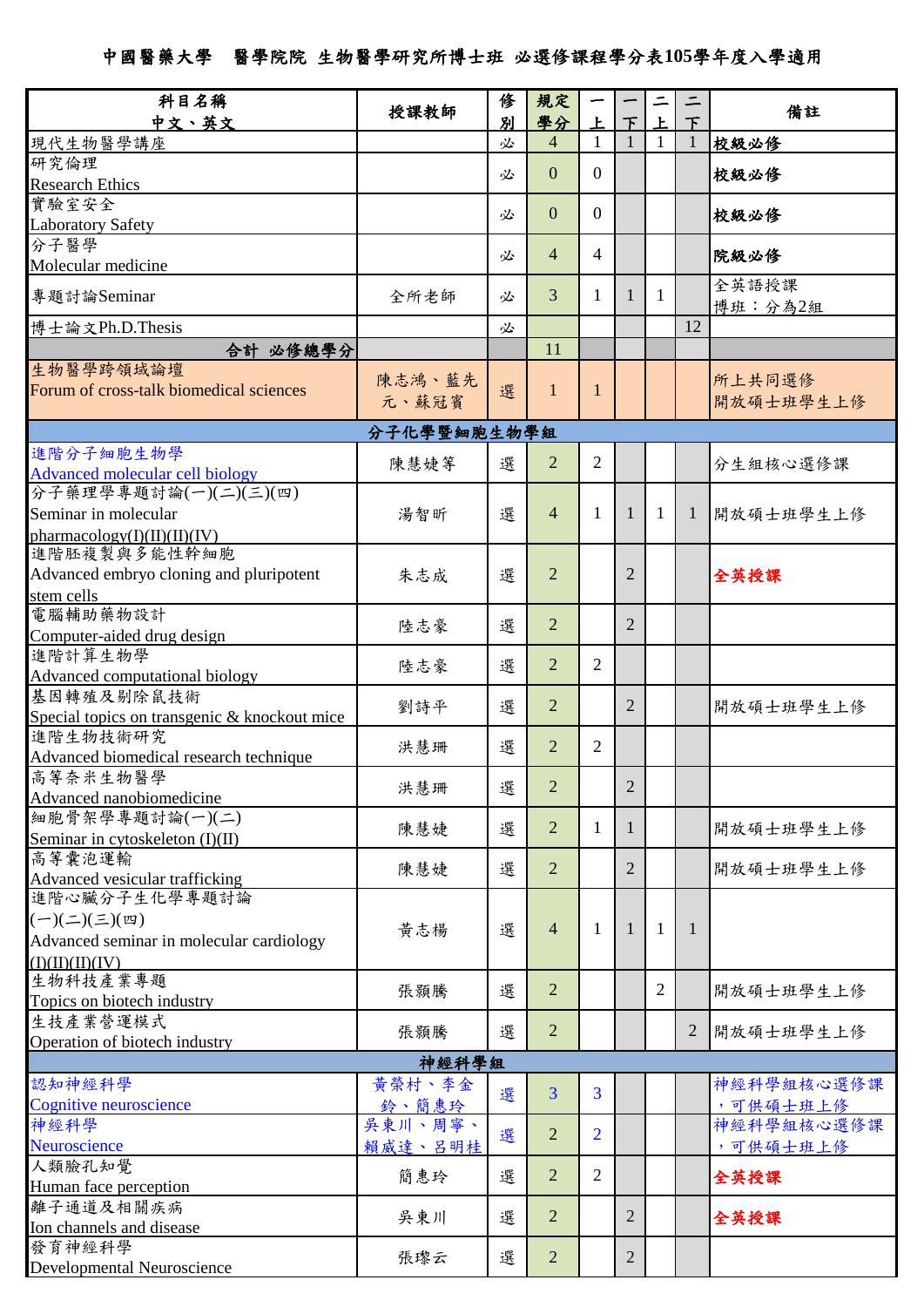# 中國醫藥大學　醫學院院 生物醫學研究所博士班 必選修課程學分表105學年度入學適用

| 科目名稱<br>中文、英文 | 授課教師 | 修別 | 規定學分 | 一上 | 一下 | 二上 | 二下 | 備註 |
|---|---|---|---|---|---|---|---|---|
| 現代生物醫學講座 | | 必 | 4 | 1 | 1 | 1 | 1 | 校級必修 |
| 研究倫理<br>Research Ethics | | 必 | 0 | 0 | | | | 校級必修 |
| 實驗室安全<br>Laboratory Safety | | 必 | 0 | 0 | | | | 校級必修 |
| 分子醫學<br>Molecular medicine | | 必 | 4 | 4 | | | | 院級必修 |
| 專題討論Seminar | 全所老師 | 必 | 3 | 1 | 1 | 1 | | 全英語授課<br>博班：分為2組 |
| 博士論文Ph.D.Thesis | | 必 | | | | | 12 | |
| **合計 必修總學分** | | | 11 | | | | | |
| 生物醫學跨領域論壇<br>Forum of cross-talk biomedical sciences | 陳志鴻、藍先元、蘇冠賓 | 選 | 1 | 1 | | | | 所上共同選修<br>開放碩士班學生上修 |
| **分子化學暨細胞生物學組** | | | | | | | | |
| 進階分子細胞生物學<br>Advanced molecular cell biology | 陳慧婕等 | 選 | 2 | 2 | | | | 分生組核心選修課 |
| 分子藥理學專題討論(一)(二)(三)(四)<br>Seminar in molecular pharmacology(I)(II)(II)(IV) | 湯智昕 | 選 | 4 | 1 | 1 | 1 | 1 | 開放碩士班學生上修 |
| 進階胚複製與多能性幹細胞<br>Advanced embryo cloning and pluripotent stem cells | 朱志成 | 選 | 2 | | 2 | | | 全英授課 |
| 電腦輔助藥物設計<br>Computer-aided drug design | 陸志豪 | 選 | 2 | | 2 | | | |
| 進階計算生物學<br>Advanced computational biology | 陸志豪 | 選 | 2 | 2 | | | | |
| 基因轉殖及剔除鼠技術<br>Special topics on transgenic & knockout mice | 劉詩平 | 選 | 2 | | 2 | | | 開放碩士班學生上修 |
| 進階生物技術研究<br>Advanced biomedical research technique | 洪慧珊 | 選 | 2 | 2 | | | | |
| 高等奈米生物醫學<br>Advanced nanobiomedicine | 洪慧珊 | 選 | 2 | | 2 | | | |
| 細胞骨架學專題討論(一)(二)<br>Seminar in cytoskeleton (I)(II) | 陳慧婕 | 選 | 2 | 1 | 1 | | | 開放碩士班學生上修 |
| 高等囊泡運輸<br>Advanced vesicular trafficking | 陳慧婕 | 選 | 2 | | 2 | | | 開放碩士班學生上修 |
| 進階心臟分子生化學專題討論(一)(二)(三)(四)<br>Advanced seminar in molecular cardiology (I)(II)(II)(IV) | 黃志楊 | 選 | 4 | 1 | 1 | 1 | 1 | |
| 生物科技產業專題<br>Topics on biotech industry | 張顥騰 | 選 | 2 | | | 2 | | 開放碩士班學生上修 |
| 生技產業營運模式<br>Operation of biotech industry | 張顥騰 | 選 | 2 | | | | 2 | 開放碩士班學生上修 |
| **神經科學組** | | | | | | | | |
| 認知神經科學<br>Cognitive neuroscience | 黃榮村、李金鈴、簡惠玲 | 選 | 3 | 3 | | | | 神經科學組核心選修課，可供碩士班上修 |
| 神經科學<br>Neuroscience | 吳東川、周寧、賴威達、呂明桂 | 選 | 2 | 2 | | | | 神經科學組核心選修課，可供碩士班上修 |
| 人類臉孔知覺<br>Human face perception | 簡惠玲 | 選 | 2 | 2 | | | | 全英授課 |
| 離子通道及相關疾病<br>Ion channels and disease | 吳東川 | 選 | 2 | | 2 | | | 全英授課 |
| 發育神經科學<br>Developmental Neuroscience | 張璨云 | 選 | 2 | | 2 | | | |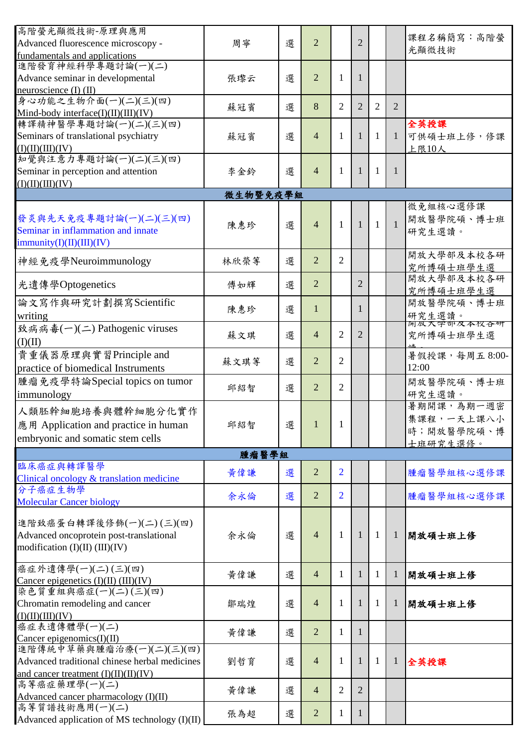| 課程名稱 | 授課教師 | 必/選 | 學分 | | | | | 備註 |
|---|---|---|---|---|---|---|---|---|
| 高階螢光顯微技術-原理與應用 Advanced fluorescence microscopy - fundamentals and applications | 周寧 | 選 | 2 | | 2 | | | 課程名稱簡寫：高階螢光顯微技術 |
| 進階發育神經科學專題討論(一)(二) Advance seminar in developmental neuroscience (I) (II) | 張璨云 | 選 | 2 | 1 | 1 | | | |
| 身心功能之生物介面(一)(二)(三)(四) Mind-body interface(I)(II)(III)(IV) | 蘇冠賓 | 選 | 8 | 2 | 2 | 2 | 2 | |
| 轉譯精神醫學專題討論(一)(二)(三)(四) Seminars of translational psychiatry (I)(II)(III)(IV) | 蘇冠賓 | 選 | 4 | 1 | 1 | 1 | 1 | 全英授課 可供碩士班上修，修課上限10人 |
| 知覺與注意力專題討論(一)(二)(三)(四) Seminar in perception and attention (I)(II)(III)(IV) | 李金鈴 | 選 | 4 | 1 | 1 | 1 | 1 | |
| **微生物暨免疫學組** | | | | | | | | |
| 發炎與先天免疫專題討論(一)(二)(三)(四) Seminar in inflammation and innate immunity(I)(II)(III)(IV) | 陳惠珍 | 選 | 4 | 1 | 1 | 1 | 1 | 微免組核心選修課 開放醫學院碩、博士班研究生選讀。 |
| 神經免疫學Neuroimmunology | 林欣榮等 | 選 | 2 | 2 | | | | 開放大學部及本校各研究所博碩士班學生選 |
| 光遺傳學Optogenetics | 傅如輝 | 選 | 2 | | 2 | | | 開放大學部及本校各研究所博碩士班學生選 |
| 論文寫作與研究計劃撰寫Scientific writing | 陳惠珍 | 選 | 1 | | 1 | | | 開放醫學院碩、博士班研究生選讀。 |
| 致病病毒(一)(二) Pathogenic viruses (I)(II) | 蘇文琪 | 選 | 4 | 2 | 2 | | | 開放大學部及本校各研究所博碩士班學生選讀。 |
| 貴重儀器原理與實習Principle and practice of biomedical Instruments | 蘇文琪等 | 選 | 2 | 2 | | | | 暑假授課，每周五 8:00-12:00 |
| 腫瘤免疫學特論Special topics on tumor immunology | 邱紹智 | 選 | 2 | 2 | | | | 開放醫學院碩、博士班研究生選讀。 |
| 人類胚幹細胞培養與體幹細胞分化實作應用 Application and practice in human embryonic and somatic stem cells | 邱紹智 | 選 | 1 | 1 | | | | 暑期開課，為期一週密集課程，一天上課八小時；開放醫學院碩、博士班研究生選修。 |
| **腫瘤醫學組** | | | | | | | | |
| 臨床癌症與轉譯醫學 Clinical oncology & translation medicine | 黃偉謙 | 選 | 2 | 2 | | | | 腫瘤醫學組核心選修課 |
| 分子癌症生物學 Molecular Cancer biology | 余永倫 | 選 | 2 | 2 | | | | 腫瘤醫學組核心選修課 |
| 進階致癌蛋白轉譯後修飾(一)(二) (三)(四) Advanced oncoprotein post-translational modification (I)(II) (III)(IV) | 余永倫 | 選 | 4 | 1 | 1 | 1 | 1 | **開放碩士班上修** |
| 癌症外遺傳學(一)(二) (三)(四) Cancer epigenetics (I)(II) (III)(IV) | 黃偉謙 | 選 | 4 | 1 | 1 | 1 | 1 | **開放碩士班上修** |
| 染色質重組與癌症(一)(二) (三)(四) Chromatin remodeling and cancer (I)(II)(III)(IV) | 鄒瑞煌 | 選 | 4 | 1 | 1 | 1 | 1 | **開放碩士班上修** |
| 癌症表遺傳體學(一)(二) Cancer epigenomics(I)(II) | 黃偉謙 | 選 | 2 | 1 | 1 | | | |
| 進階傳統中草藥與腫瘤治療(一)(二)(三)(四) Advanced traditional chinese herbal medicines and cancer treatment (I)(II)(II)(IV) | 劉哲育 | 選 | 4 | 1 | 1 | 1 | 1 | 全英授課 |
| 高等癌症藥理學(一)(二) Advanced cancer pharmacology (I)(II) | 黃偉謙 | 選 | 4 | 2 | 2 | | | |
| 高等質譜技術應用(一)(二) Advanced application of MS technology (I)(II) | 張為超 | 選 | 2 | 1 | 1 | | | |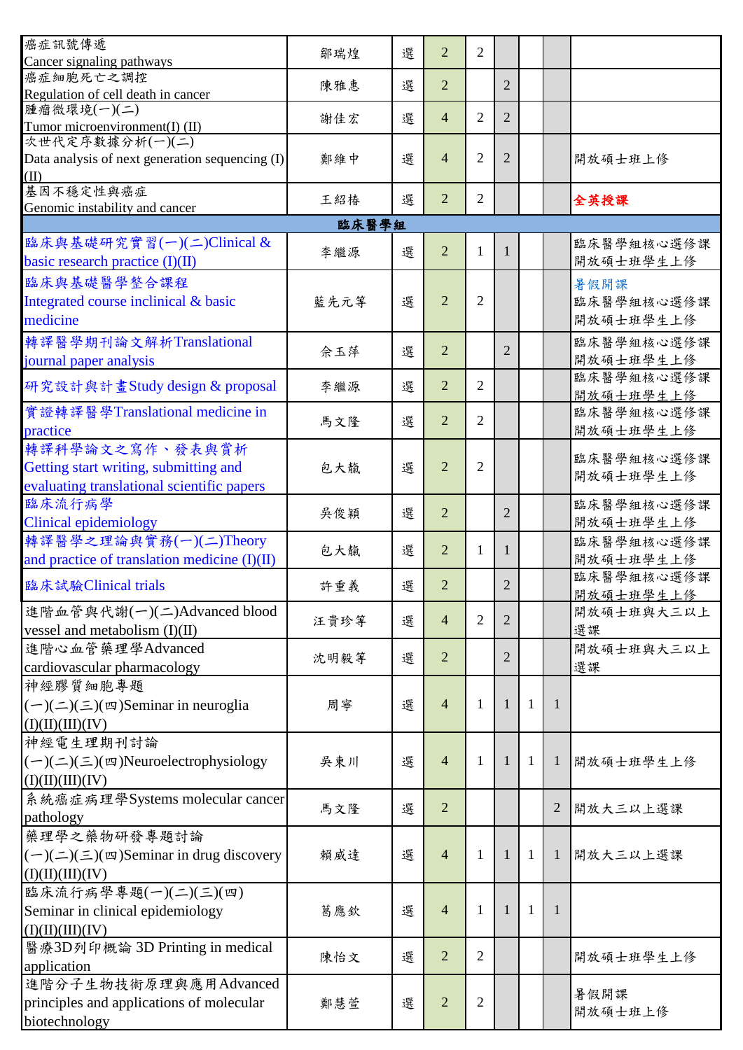| | | | | | | | | |
|---|---|---|---|---|---|---|---|---|
| 癌症訊號傳遞 Cancer signaling pathways | 鄒瑞煌 | 選 | 2 | 2 | | | | |
| 癌症細胞死亡之調控 Regulation of cell death in cancer | 陳雅惠 | 選 | 2 | | 2 | | | |
| 腫瘤微環境(一)(二) Tumor microenvironment(I) (II) | 謝佳宏 | 選 | 4 | 2 | 2 | | | |
| 次世代定序數據分析(一)(二) Data analysis of next generation sequencing (I)(II) | 鄭維中 | 選 | 4 | 2 | 2 | | | 開放碩士班上修 |
| 基因不穩定性與癌症 Genomic instability and cancer | 王紹椿 | 選 | 2 | 2 | | | | 全英授課 |
| **臨床醫學組** | | | | | | | | |
| 臨床與基礎研究實習(一)(二)Clinical & basic research practice (I)(II) | 李繼源 | 選 | 2 | 1 | 1 | | | 臨床醫學組核心選修課 開放碩士班學生上修 |
| 臨床與基礎醫學整合課程 Integrated course inclinical & basic medicine | 藍先元等 | 選 | 2 | 2 | | | | 暑假開課 臨床醫學組核心選修課 開放碩士班學生上修 |
| 轉譯醫學期刊論文解析Translational journal paper analysis | 余玉萍 | 選 | 2 | | 2 | | | 臨床醫學組核心選修課 開放碩士班學生上修 |
| 研究設計與計畫Study design & proposal | 李繼源 | 選 | 2 | 2 | | | | 臨床醫學組核心選修課 開放碩士班學生上修 |
| 實證轉譯醫學Translational medicine in practice | 馬文隆 | 選 | 2 | 2 | | | | 臨床醫學組核心選修課 開放碩士班學生上修 |
| 轉譯科學論文之寫作、發表與賞析 Getting start writing, submitting and evaluating translational scientific papers | 包大靝 | 選 | 2 | 2 | | | | 臨床醫學組核心選修課 開放碩士班學生上修 |
| 臨床流行病學 Clinical epidemiology | 吳俊穎 | 選 | 2 | | 2 | | | 臨床醫學組核心選修課 開放碩士班學生上修 |
| 轉譯醫學之理論與實務(一)(二)Theory and practice of translation medicine (I)(II) | 包大靝 | 選 | 2 | 1 | 1 | | | 臨床醫學組核心選修課 開放碩士班學生上修 |
| 臨床試驗Clinical trials | 許重義 | 選 | 2 | | 2 | | | 臨床醫學組核心選修課 開放碩士班學生上修 |
| 進階血管與代謝(一)(二)Advanced blood vessel and metabolism (I)(II) | 汪貴珍等 | 選 | 4 | 2 | 2 | | | 開放碩士班與大三以上選課 |
| 進階心血管藥理學Advanced cardiovascular pharmacology | 沈明毅等 | 選 | 2 | | 2 | | | 開放碩士班與大三以上選課 |
| 神經膠質細胞專題(一)(二)(三)(四)Seminar in neuroglia (I)(II)(III)(IV) | 周寧 | 選 | 4 | 1 | 1 | 1 | 1 | |
| 神經電生理期刊討論(一)(二)(三)(四)Neuroelectrophysiology (I)(II)(III)(IV) | 吳東川 | 選 | 4 | 1 | 1 | 1 | 1 | 開放碩士班學生上修 |
| 系統癌症病理學Systems molecular cancer pathology | 馬文隆 | 選 | 2 | | | | 2 | 開放大三以上選課 |
| 藥理學之藥物研發專題討論(一)(二)(三)(四)Seminar in drug discovery (I)(II)(III)(IV) | 賴威達 | 選 | 4 | 1 | 1 | 1 | 1 | 開放大三以上選課 |
| 臨床流行病學專題(一)(二)(三)(四) Seminar in clinical epidemiology (I)(II)(III)(IV) | 葛應欽 | 選 | 4 | 1 | 1 | 1 | 1 | |
| 醫療3D列印概論 3D Printing in medical application | 陳怡文 | 選 | 2 | 2 | | | | 開放碩士班學生上修 |
| 進階分子生物技術原理與應用Advanced principles and applications of molecular biotechnology | 鄭慧萱 | 選 | 2 | 2 | | | | 暑假開課 開放碩士班上修 |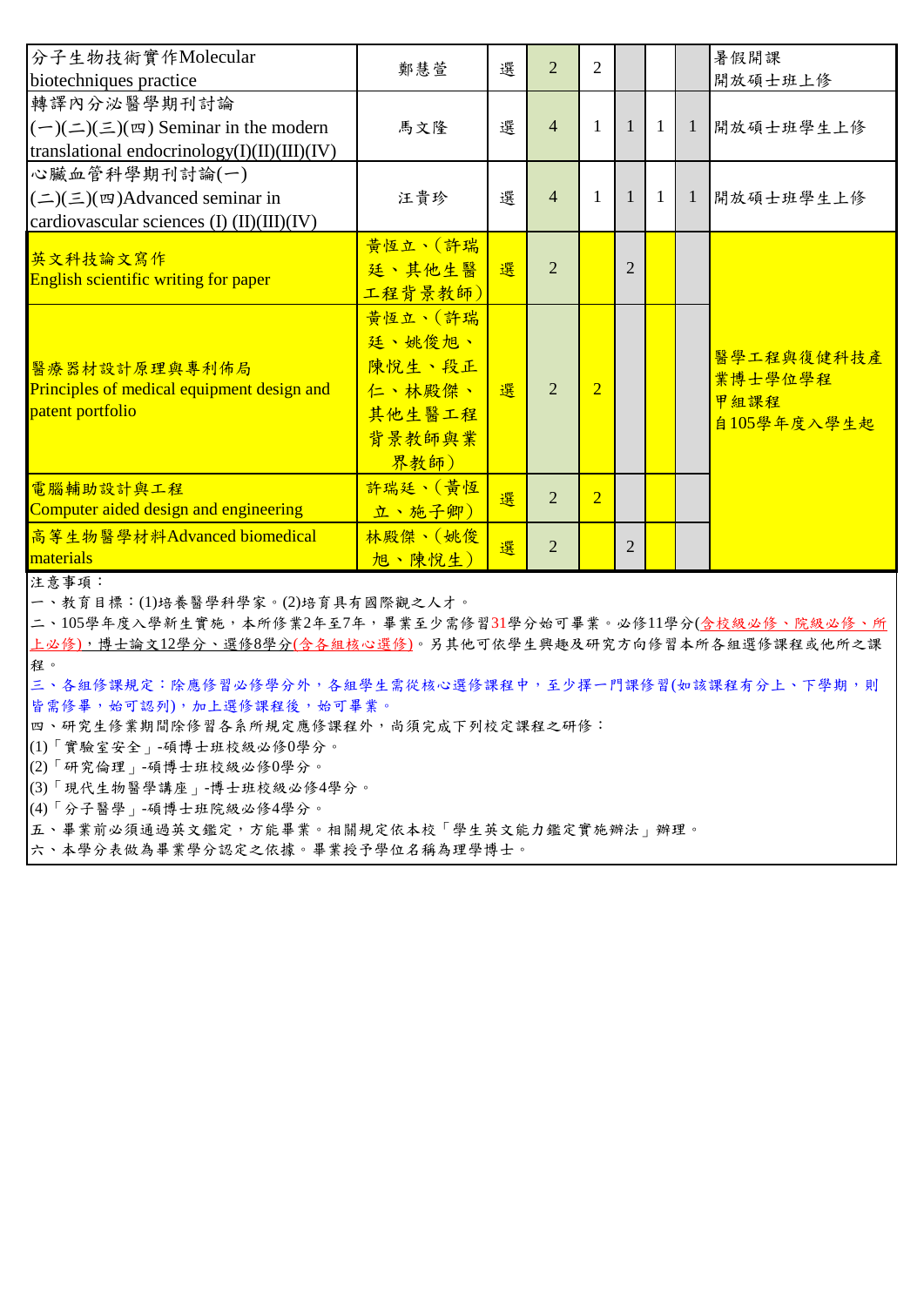| 分子生物技術實作Molecular biotechniques practice | 鄭慧萱 | 選 | 2 | 2 | | | | 暑假開課<br>開放碩士班上修 |
|---|---|---|---|---|---|---|---|---|
| 轉譯內分泌醫學期刊討論(一)(二)(三)(四) Seminar in the modern translational endocrinology(I)(II)(III)(IV) | 馬文隆 | 選 | 4 | 1 | 1 | 1 | 1 | 開放碩士班學生上修 |
| 心臟血管科學期刊討論(一)(二)(三)(四)Advanced seminar in cardiovascular sciences (I) (II)(III)(IV) | 汪貴珍 | 選 | 4 | 1 | 1 | 1 | 1 | 開放碩士班學生上修 |
| 英文科技論文寫作<br>English scientific writing for paper | 黃恆立、(許瑞廷、其他生醫工程背景教師) | 選 | 2 | | 2 | | | 醫學工程與復健科技產業博士學位學程<br>甲組課程<br>自105學年度入學生起 |
| 醫療器材設計原理與專利佈局<br>Principles of medical equipment design and patent portfolio | 黃恆立、(許瑞廷、姚俊旭、陳悅生、段正仁、林殿傑、其他生醫工程背景教師與業界教師) | 選 | 2 | 2 | | | | |
| 電腦輔助設計與工程<br>Computer aided design and engineering | 許瑞廷、(黃恆立、施子卿) | 選 | 2 | 2 | | | | |
| 高等生物醫學材料Advanced biomedical materials | 林殿傑、(姚俊旭、陳悅生) | 選 | 2 | | 2 | | | |

注意事項：

一、教育目標：(1)培養醫學科學家。(2)培育具有國際觀之人才。

二、105學年度入學新生實施，本所修業2年至7年，畢業至少需修習31學分始可畢業。必修11學分(含校級必修、院級必修、所上必修)，博士論文12學分、選修8學分(含各組核心選修)。另其他可依學生興趣及研究方向修習本所各組選修課程或他所之課程。

三、各組修課規定：除應修習必修學分外，各組學生需從核心選修課程中，至少擇一門課修習(如該課程有分上、下學期，則皆需修畢，始可認列)，加上選修課程後，始可畢業。

四、研究生修業期間除修習各系所規定應修課程外，尚須完成下列校定課程之研修：

(1)「實驗室安全」-碩博士班校級必修0學分。

(2)「研究倫理」-碩博士班校級必修0學分。

(3)「現代生物醫學講座」-博士班校級必修4學分。

(4)「分子醫學」-碩博士班院級必修4學分。

五、畢業前必須通過英文鑑定，方能畢業。相關規定依本校「學生英文能力鑑定實施辦法」辦理。

六、本學分表做為畢業學分認定之依據。畢業授予學位名稱為理學博士。